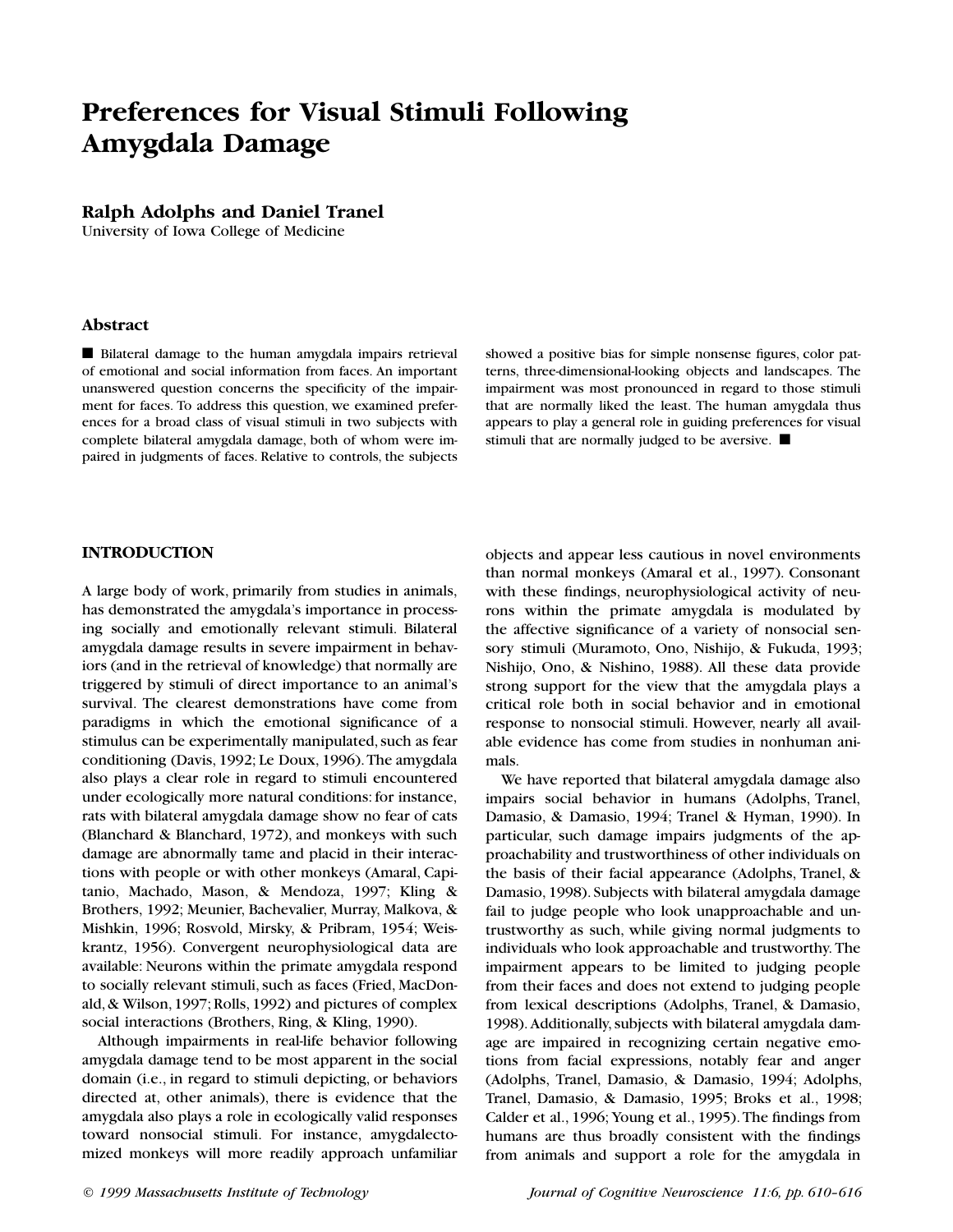# Preferences for Visual Stimuli Following Amygdala Damage

**Ralph Adolphs and Daniel Tranel**
University of Iowa College of Medicine

## Abstract

■ Bilateral damage to the human amygdala impairs retrieval of emotional and social information from faces. An important unanswered question concerns the specificity of the impairment for faces. To address this question, we examined preferences for a broad class of visual stimuli in two subjects with complete bilateral amygdala damage, both of whom were impaired in judgments of faces. Relative to controls, the subjects showed a positive bias for simple nonsense figures, color patterns, three-dimensional-looking objects and landscapes. The impairment was most pronounced in regard to those stimuli that are normally liked the least. The human amygdala thus appears to play a general role in guiding preferences for visual stimuli that are normally judged to be aversive. ■

## INTRODUCTION

A large body of work, primarily from studies in animals, has demonstrated the amygdala's importance in processing socially and emotionally relevant stimuli. Bilateral amygdala damage results in severe impairment in behaviors (and in the retrieval of knowledge) that normally are triggered by stimuli of direct importance to an animal's survival. The clearest demonstrations have come from paradigms in which the emotional significance of a stimulus can be experimentally manipulated, such as fear conditioning (Davis, 1992; Le Doux, 1996). The amygdala also plays a clear role in regard to stimuli encountered under ecologically more natural conditions: for instance, rats with bilateral amygdala damage show no fear of cats (Blanchard & Blanchard, 1972), and monkeys with such damage are abnormally tame and placid in their interactions with people or with other monkeys (Amaral, Capitanio, Machado, Mason, & Mendoza, 1997; Kling & Brothers, 1992; Meunier, Bachevalier, Murray, Malkova, & Mishkin, 1996; Rosvold, Mirsky, & Pribram, 1954; Weiskrantz, 1956). Convergent neurophysiological data are available: Neurons within the primate amygdala respond to socially relevant stimuli, such as faces (Fried, MacDonald, & Wilson, 1997; Rolls, 1992) and pictures of complex social interactions (Brothers, Ring, & Kling, 1990).

Although impairments in real-life behavior following amygdala damage tend to be most apparent in the social domain (i.e., in regard to stimuli depicting, or behaviors directed at, other animals), there is evidence that the amygdala also plays a role in ecologically valid responses toward nonsocial stimuli. For instance, amygdalectomized monkeys will more readily approach unfamiliar objects and appear less cautious in novel environments than normal monkeys (Amaral et al., 1997). Consonant with these findings, neurophysiological activity of neurons within the primate amygdala is modulated by the affective significance of a variety of nonsocial sensory stimuli (Muramoto, Ono, Nishijo, & Fukuda, 1993; Nishijo, Ono, & Nishino, 1988). All these data provide strong support for the view that the amygdala plays a critical role both in social behavior and in emotional response to nonsocial stimuli. However, nearly all available evidence has come from studies in nonhuman animals.

We have reported that bilateral amygdala damage also impairs social behavior in humans (Adolphs, Tranel, Damasio, & Damasio, 1994; Tranel & Hyman, 1990). In particular, such damage impairs judgments of the approachability and trustworthiness of other individuals on the basis of their facial appearance (Adolphs, Tranel, & Damasio, 1998). Subjects with bilateral amygdala damage fail to judge people who look unapproachable and untrustworthy as such, while giving normal judgments to individuals who look approachable and trustworthy. The impairment appears to be limited to judging people from their faces and does not extend to judging people from lexical descriptions (Adolphs, Tranel, & Damasio, 1998). Additionally, subjects with bilateral amygdala damage are impaired in recognizing certain negative emotions from facial expressions, notably fear and anger (Adolphs, Tranel, Damasio, & Damasio, 1994; Adolphs, Tranel, Damasio, & Damasio, 1995; Broks et al., 1998; Calder et al., 1996; Young et al., 1995). The findings from humans are thus broadly consistent with the findings from animals and support a role for the amygdala in

*© 1999 Massachusetts Institute of Technology*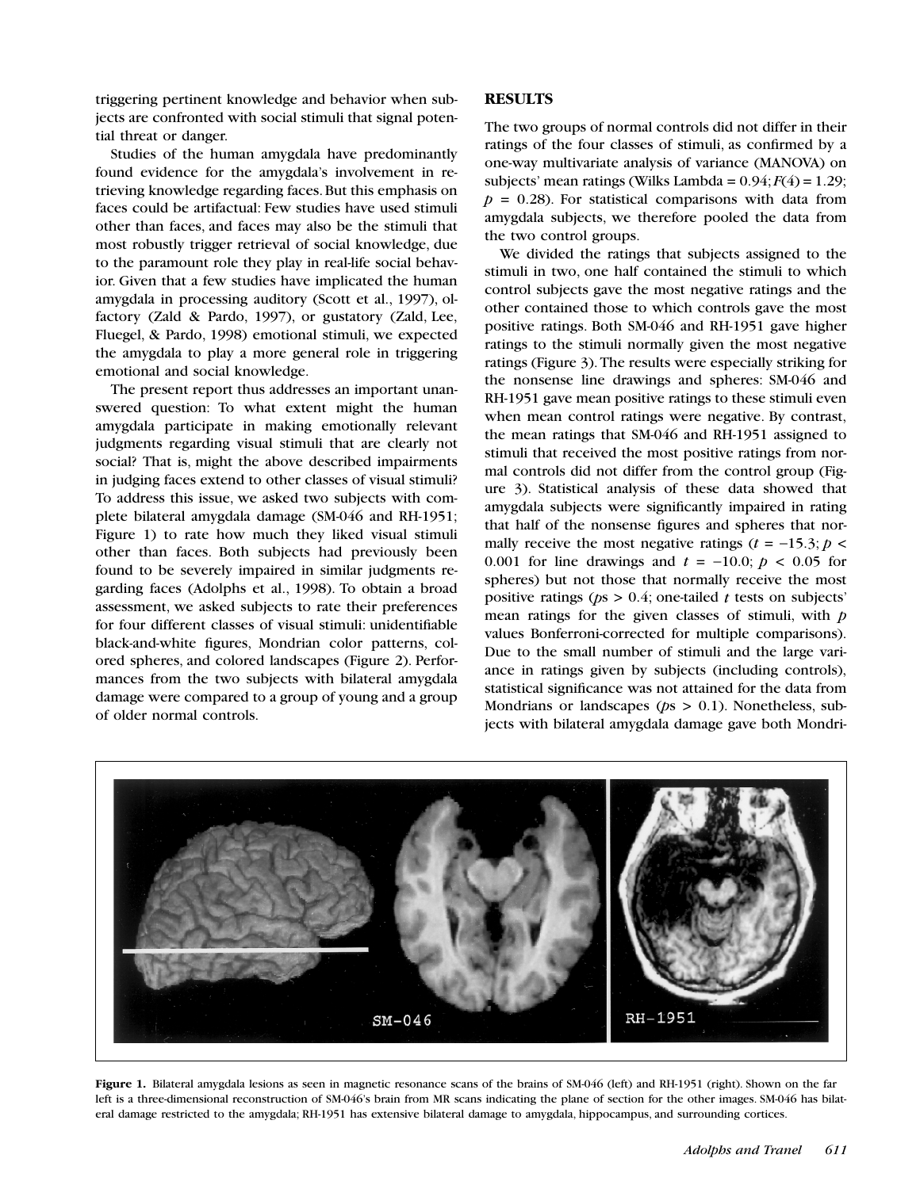triggering pertinent knowledge and behavior when subjects are confronted with social stimuli that signal potential threat or danger.

Studies of the human amygdala have predominantly found evidence for the amygdala's involvement in retrieving knowledge regarding faces. But this emphasis on faces could be artifactual: Few studies have used stimuli other than faces, and faces may also be the stimuli that most robustly trigger retrieval of social knowledge, due to the paramount role they play in real-life social behavior. Given that a few studies have implicated the human amygdala in processing auditory (Scott et al., 1997), olfactory (Zald & Pardo, 1997), or gustatory (Zald, Lee, Fluegel, & Pardo, 1998) emotional stimuli, we expected the amygdala to play a more general role in triggering emotional and social knowledge.

The present report thus addresses an important unanswered question: To what extent might the human amygdala participate in making emotionally relevant judgments regarding visual stimuli that are clearly not social? That is, might the above described impairments in judging faces extend to other classes of visual stimuli? To address this issue, we asked two subjects with complete bilateral amygdala damage (SM-046 and RH-1951; Figure 1) to rate how much they liked visual stimuli other than faces. Both subjects had previously been found to be severely impaired in similar judgments regarding faces (Adolphs et al., 1998). To obtain a broad assessment, we asked subjects to rate their preferences for four different classes of visual stimuli: unidentifiable black-and-white figures, Mondrian color patterns, colored spheres, and colored landscapes (Figure 2). Performances from the two subjects with bilateral amygdala damage were compared to a group of young and a group of older normal controls.

## RESULTS

The two groups of normal controls did not differ in their ratings of the four classes of stimuli, as confirmed by a one-way multivariate analysis of variance (MANOVA) on subjects' mean ratings (Wilks Lambda = 0.94; $F(4) = 1.29$; $p = 0.28$). For statistical comparisons with data from amygdala subjects, we therefore pooled the data from the two control groups.

We divided the ratings that subjects assigned to the stimuli in two, one half contained the stimuli to which control subjects gave the most negative ratings and the other contained those to which controls gave the most positive ratings. Both SM-046 and RH-1951 gave higher ratings to the stimuli normally given the most negative ratings (Figure 3). The results were especially striking for the nonsense line drawings and spheres: SM-046 and RH-1951 gave mean positive ratings to these stimuli even when mean control ratings were negative. By contrast, the mean ratings that SM-046 and RH-1951 assigned to stimuli that received the most positive ratings from normal controls did not differ from the control group (Figure 3). Statistical analysis of these data showed that amygdala subjects were significantly impaired in rating that half of the nonsense figures and spheres that normally receive the most negative ratings ($t = -15.3$; $p < 0.001$ for line drawings and $t = -10.0$; $p < 0.05$ for spheres) but not those that normally receive the most positive ratings ($p$s $> 0.4$; one-tailed $t$ tests on subjects' mean ratings for the given classes of stimuli, with $p$ values Bonferroni-corrected for multiple comparisons). Due to the small number of stimuli and the large variance in ratings given by subjects (including controls), statistical significance was not attained for the data from Mondrians or landscapes ($p$s $> 0.1$). Nonetheless, subjects with bilateral amygdala damage gave both Mondri-

**Figure 1.** Bilateral amygdala lesions as seen in magnetic resonance scans of the brains of SM-046 (left) and RH-1951 (right). Shown on the far left is a three-dimensional reconstruction of SM-046's brain from MR scans indicating the plane of section for the other images. SM-046 has bilateral damage restricted to the amygdala; RH-1951 has extensive bilateral damage to amygdala, hippocampus, and surrounding cortices.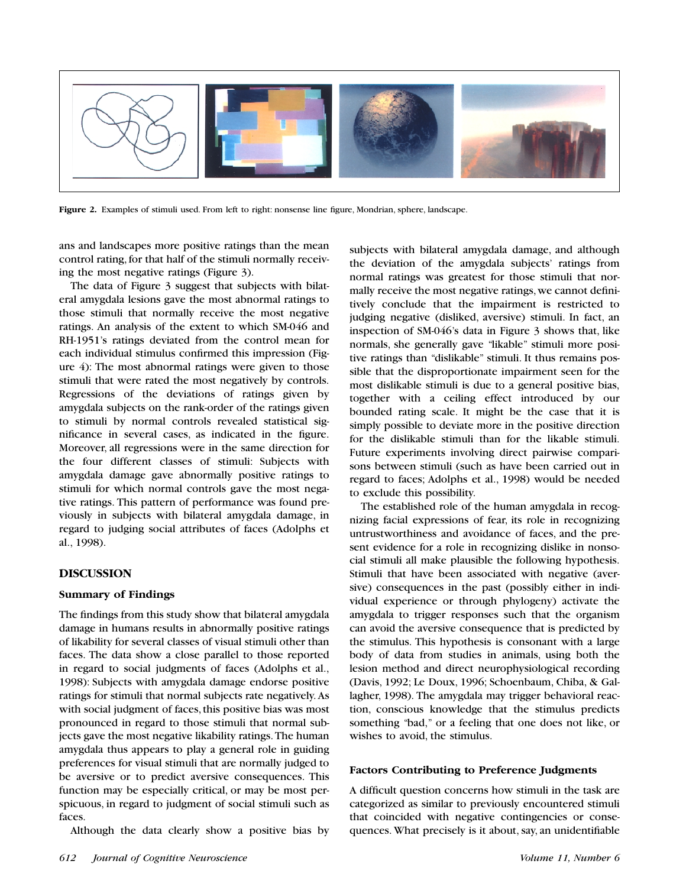Figure 2. Examples of stimuli used. From left to right: nonsense line figure, Mondrian, sphere, landscape.

ans and landscapes more positive ratings than the mean control rating, for that half of the stimuli normally receiving the most negative ratings (Figure 3).

The data of Figure 3 suggest that subjects with bilateral amygdala lesions gave the most abnormal ratings to those stimuli that normally receive the most negative ratings. An analysis of the extent to which SM-046 and RH-1951's ratings deviated from the control mean for each individual stimulus confirmed this impression (Figure 4): The most abnormal ratings were given to those stimuli that were rated the most negatively by controls. Regressions of the deviations of ratings given by amygdala subjects on the rank-order of the ratings given to stimuli by normal controls revealed statistical significance in several cases, as indicated in the figure. Moreover, all regressions were in the same direction for the four different classes of stimuli: Subjects with amygdala damage gave abnormally positive ratings to stimuli for which normal controls gave the most negative ratings. This pattern of performance was found previously in subjects with bilateral amygdala damage, in regard to judging social attributes of faces (Adolphs et al., 1998).

## DISCUSSION

### Summary of Findings

The findings from this study show that bilateral amygdala damage in humans results in abnormally positive ratings of likability for several classes of visual stimuli other than faces. The data show a close parallel to those reported in regard to social judgments of faces (Adolphs et al., 1998): Subjects with amygdala damage endorse positive ratings for stimuli that normal subjects rate negatively. As with social judgment of faces, this positive bias was most pronounced in regard to those stimuli that normal subjects gave the most negative likability ratings. The human amygdala thus appears to play a general role in guiding preferences for visual stimuli that are normally judged to be aversive or to predict aversive consequences. This function may be especially critical, or may be most perspicuous, in regard to judgment of social stimuli such as faces.

Although the data clearly show a positive bias by subjects with bilateral amygdala damage, and although the deviation of the amygdala subjects' ratings from normal ratings was greatest for those stimuli that normally receive the most negative ratings, we cannot definitively conclude that the impairment is restricted to judging negative (disliked, aversive) stimuli. In fact, an inspection of SM-046's data in Figure 3 shows that, like normals, she generally gave "likable" stimuli more positive ratings than "dislikable" stimuli. It thus remains possible that the disproportionate impairment seen for the most dislikable stimuli is due to a general positive bias, together with a ceiling effect introduced by our bounded rating scale. It might be the case that it is simply possible to deviate more in the positive direction for the dislikable stimuli than for the likable stimuli. Future experiments involving direct pairwise comparisons between stimuli (such as have been carried out in regard to faces; Adolphs et al., 1998) would be needed to exclude this possibility.

The established role of the human amygdala in recognizing facial expressions of fear, its role in recognizing untrustworthiness and avoidance of faces, and the present evidence for a role in recognizing dislike in nonsocial stimuli all make plausible the following hypothesis. Stimuli that have been associated with negative (aversive) consequences in the past (possibly either in individual experience or through phylogeny) activate the amygdala to trigger responses such that the organism can avoid the aversive consequence that is predicted by the stimulus. This hypothesis is consonant with a large body of data from studies in animals, using both the lesion method and direct neurophysiological recording (Davis, 1992; Le Doux, 1996; Schoenbaum, Chiba, & Gallagher, 1998). The amygdala may trigger behavioral reaction, conscious knowledge that the stimulus predicts something "bad," or a feeling that one does not like, or wishes to avoid, the stimulus.

### Factors Contributing to Preference Judgments

A difficult question concerns how stimuli in the task are categorized as similar to previously encountered stimuli that coincided with negative contingencies or consequences. What precisely is it about, say, an unidentifiable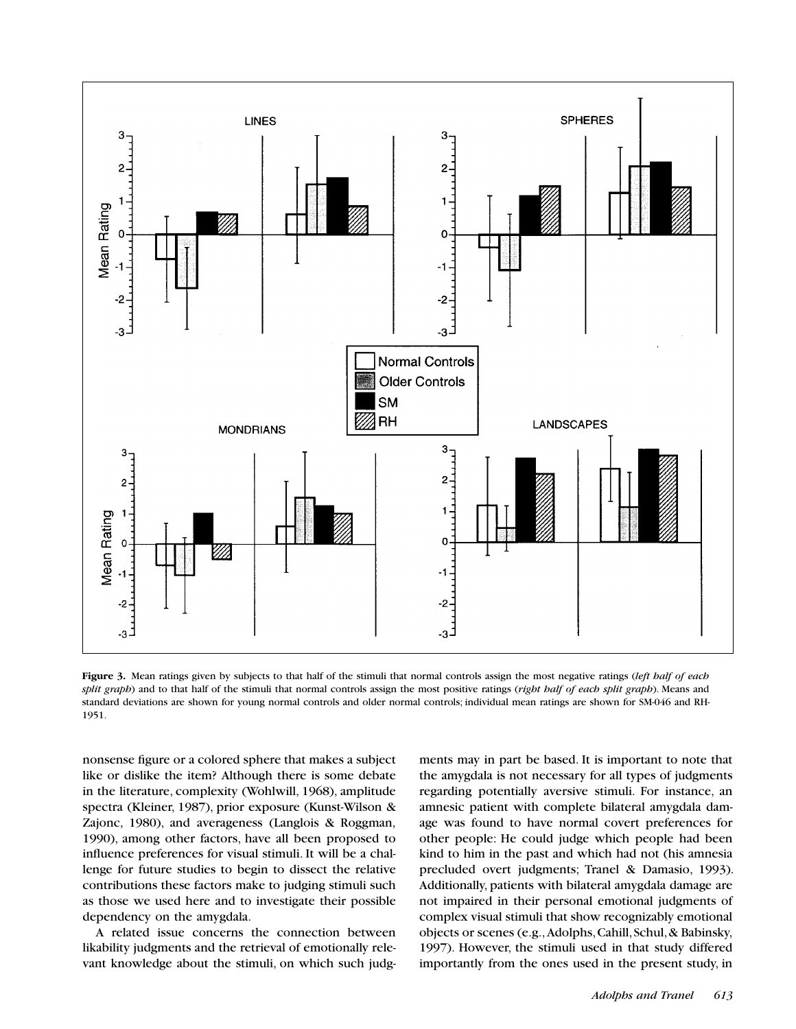**Figure 3.** Mean ratings given by subjects to that half of the stimuli that normal controls assign the most negative ratings (*left half of each split graph*) and to that half of the stimuli that normal controls assign the most positive ratings (*right half of each split graph*). Means and standard deviations are shown for young normal controls and older normal controls; individual mean ratings are shown for SM-046 and RH-1951.

nonsense figure or a colored sphere that makes a subject like or dislike the item? Although there is some debate in the literature, complexity (Wohlwill, 1968), amplitude spectra (Kleiner, 1987), prior exposure (Kunst-Wilson & Zajonc, 1980), and averageness (Langlois & Roggman, 1990), among other factors, have all been proposed to influence preferences for visual stimuli. It will be a challenge for future studies to begin to dissect the relative contributions these factors make to judging stimuli such as those we used here and to investigate their possible dependency on the amygdala.

A related issue concerns the connection between likability judgments and the retrieval of emotionally relevant knowledge about the stimuli, on which such judgments may in part be based. It is important to note that the amygdala is not necessary for all types of judgments regarding potentially aversive stimuli. For instance, an amnesic patient with complete bilateral amygdala damage was found to have normal covert preferences for other people: He could judge which people had been kind to him in the past and which had not (his amnesia precluded overt judgments; Tranel & Damasio, 1993). Additionally, patients with bilateral amygdala damage are not impaired in their personal emotional judgments of complex visual stimuli that show recognizably emotional objects or scenes (e.g., Adolphs, Cahill, Schul, & Babinsky, 1997). However, the stimuli used in that study differed importantly from the ones used in the present study, in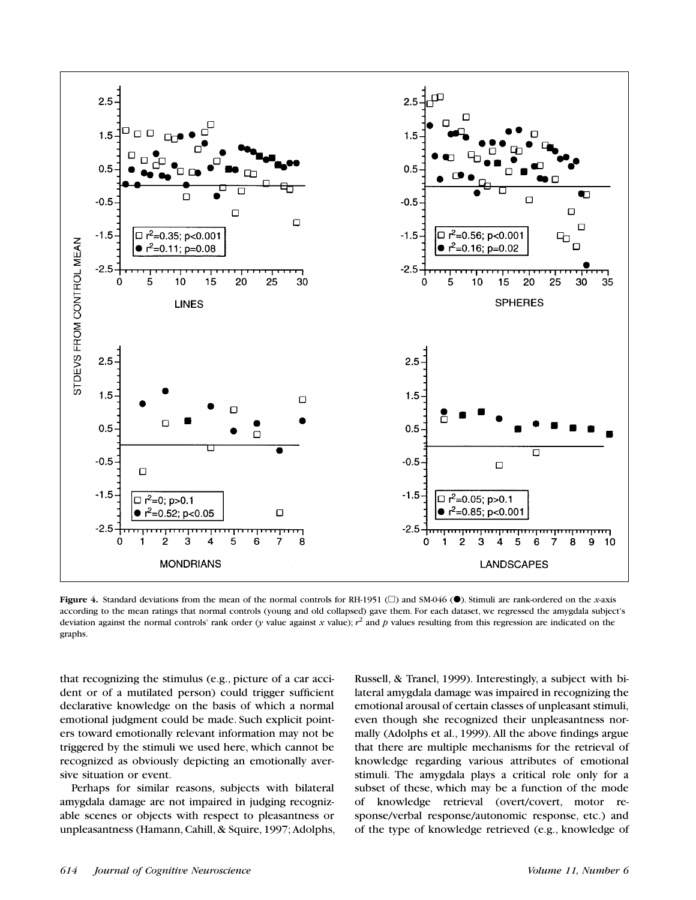**Figure 4.** Standard deviations from the mean of the normal controls for RH-1951 (□) and SM-046 (●). Stimuli are rank-ordered on the *x*-axis according to the mean ratings that normal controls (young and old collapsed) gave them. For each dataset, we regressed the amygdala subject's deviation against the normal controls' rank order (*y* value against *x* value); $r^2$ and *p* values resulting from this regression are indicated on the graphs.

that recognizing the stimulus (e.g., picture of a car accident or of a mutilated person) could trigger sufficient declarative knowledge on the basis of which a normal emotional judgment could be made. Such explicit pointers toward emotionally relevant information may not be triggered by the stimuli we used here, which cannot be recognized as obviously depicting an emotionally aversive situation or event.

Perhaps for similar reasons, subjects with bilateral amygdala damage are not impaired in judging recognizable scenes or objects with respect to pleasantness or unpleasantness (Hamann, Cahill, & Squire, 1997; Adolphs, Russell, & Tranel, 1999). Interestingly, a subject with bilateral amygdala damage was impaired in recognizing the emotional arousal of certain classes of unpleasant stimuli, even though she recognized their unpleasantness normally (Adolphs et al., 1999). All the above findings argue that there are multiple mechanisms for the retrieval of knowledge regarding various attributes of emotional stimuli. The amygdala plays a critical role only for a subset of these, which may be a function of the mode of knowledge retrieval (overt/covert, motor response/verbal response/autonomic response, etc.) and of the type of knowledge retrieved (e.g., knowledge of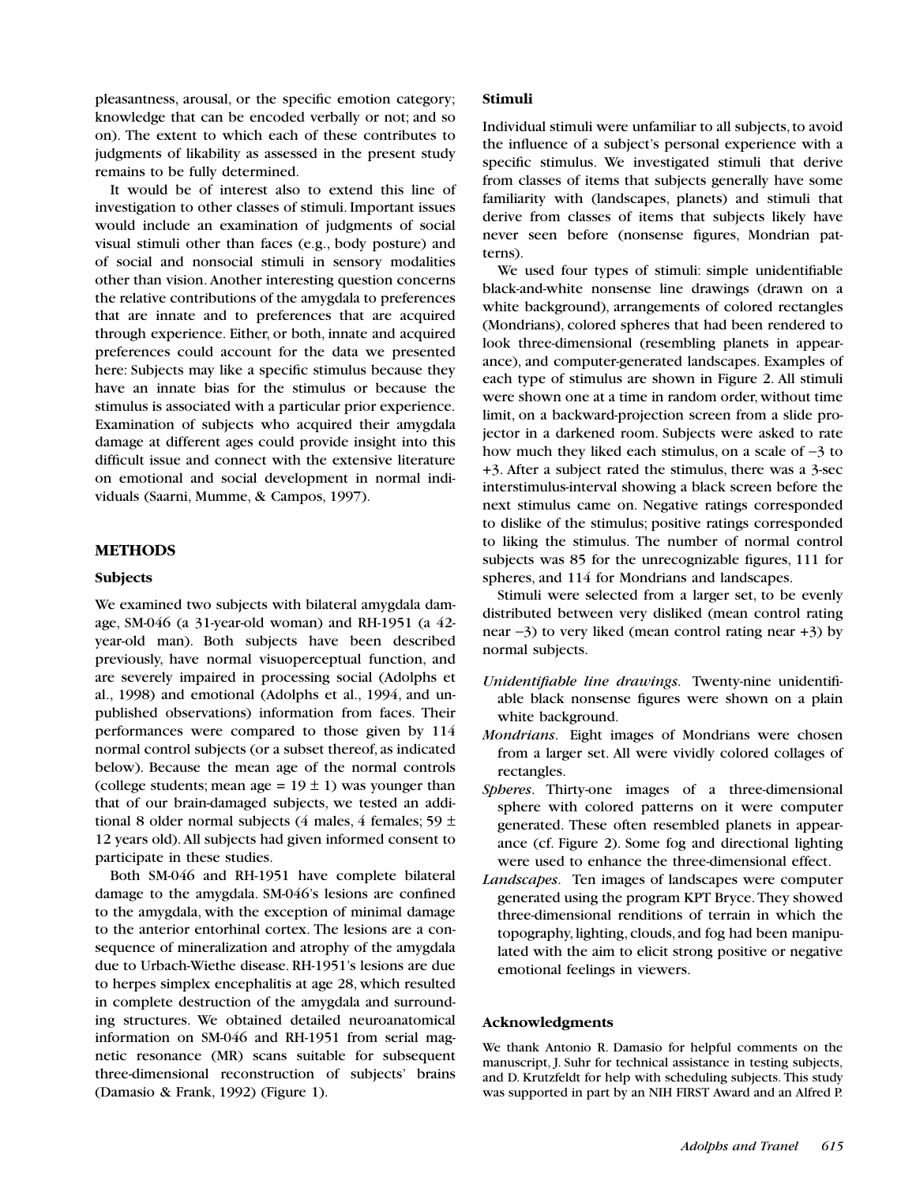pleasantness, arousal, or the specific emotion category; knowledge that can be encoded verbally or not; and so on). The extent to which each of these contributes to judgments of likability as assessed in the present study remains to be fully determined.

It would be of interest also to extend this line of investigation to other classes of stimuli. Important issues would include an examination of judgments of social visual stimuli other than faces (e.g., body posture) and of social and nonsocial stimuli in sensory modalities other than vision. Another interesting question concerns the relative contributions of the amygdala to preferences that are innate and to preferences that are acquired through experience. Either, or both, innate and acquired preferences could account for the data we presented here: Subjects may like a specific stimulus because they have an innate bias for the stimulus or because the stimulus is associated with a particular prior experience. Examination of subjects who acquired their amygdala damage at different ages could provide insight into this difficult issue and connect with the extensive literature on emotional and social development in normal individuals (Saarni, Mumme, & Campos, 1997).

## METHODS

### Subjects

We examined two subjects with bilateral amygdala damage, SM-046 (a 31-year-old woman) and RH-1951 (a 42-year-old man). Both subjects have been described previously, have normal visuoperceptual function, and are severely impaired in processing social (Adolphs et al., 1998) and emotional (Adolphs et al., 1994, and unpublished observations) information from faces. Their performances were compared to those given by 114 normal control subjects (or a subset thereof, as indicated below). Because the mean age of the normal controls (college students; mean age = $19 \pm 1$) was younger than that of our brain-damaged subjects, we tested an additional 8 older normal subjects (4 males, 4 females; $59 \pm 12$ years old). All subjects had given informed consent to participate in these studies.

Both SM-046 and RH-1951 have complete bilateral damage to the amygdala. SM-046's lesions are confined to the amygdala, with the exception of minimal damage to the anterior entorhinal cortex. The lesions are a consequence of mineralization and atrophy of the amygdala due to Urbach-Wiethe disease. RH-1951's lesions are due to herpes simplex encephalitis at age 28, which resulted in complete destruction of the amygdala and surrounding structures. We obtained detailed neuroanatomical information on SM-046 and RH-1951 from serial magnetic resonance (MR) scans suitable for subsequent three-dimensional reconstruction of subjects' brains (Damasio & Frank, 1992) (Figure 1).

### Stimuli

Individual stimuli were unfamiliar to all subjects, to avoid the influence of a subject's personal experience with a specific stimulus. We investigated stimuli that derive from classes of items that subjects generally have some familiarity with (landscapes, planets) and stimuli that derive from classes of items that subjects likely have never seen before (nonsense figures, Mondrian patterns).

We used four types of stimuli: simple unidentifiable black-and-white nonsense line drawings (drawn on a white background), arrangements of colored rectangles (Mondrians), colored spheres that had been rendered to look three-dimensional (resembling planets in appearance), and computer-generated landscapes. Examples of each type of stimulus are shown in Figure 2. All stimuli were shown one at a time in random order, without time limit, on a backward-projection screen from a slide projector in a darkened room. Subjects were asked to rate how much they liked each stimulus, on a scale of −3 to +3. After a subject rated the stimulus, there was a 3-sec interstimulus-interval showing a black screen before the next stimulus came on. Negative ratings corresponded to dislike of the stimulus; positive ratings corresponded to liking the stimulus. The number of normal control subjects was 85 for the unrecognizable figures, 111 for spheres, and 114 for Mondrians and landscapes.

Stimuli were selected from a larger set, to be evenly distributed between very disliked (mean control rating near −3) to very liked (mean control rating near +3) by normal subjects.

- *Unidentifiable line drawings*. Twenty-nine unidentifiable black nonsense figures were shown on a plain white background.
- *Mondrians*. Eight images of Mondrians were chosen from a larger set. All were vividly colored collages of rectangles.
- *Spheres*. Thirty-one images of a three-dimensional sphere with colored patterns on it were computer generated. These often resembled planets in appearance (cf. Figure 2). Some fog and directional lighting were used to enhance the three-dimensional effect.
- *Landscapes*. Ten images of landscapes were computer generated using the program KPT Bryce. They showed three-dimensional renditions of terrain in which the topography, lighting, clouds, and fog had been manipulated with the aim to elicit strong positive or negative emotional feelings in viewers.

### Acknowledgments

We thank Antonio R. Damasio for helpful comments on the manuscript, J. Suhr for technical assistance in testing subjects, and D. Krutzfeldt for help with scheduling subjects. This study was supported in part by an NIH FIRST Award and an Alfred P.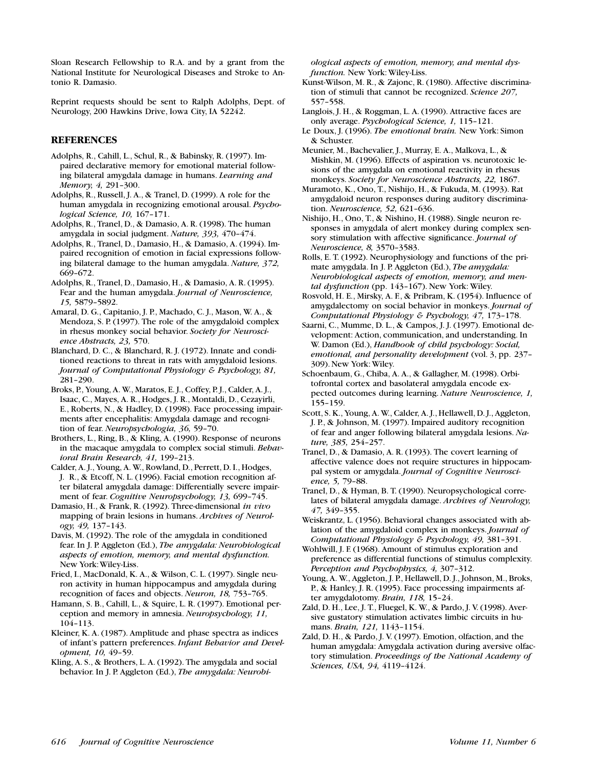Sloan Research Fellowship to R.A. and by a grant from the National Institute for Neurological Diseases and Stroke to Antonio R. Damasio.

Reprint requests should be sent to Ralph Adolphs, Dept. of Neurology, 200 Hawkins Drive, Iowa City, IA 52242.

## REFERENCES

Adolphs, R., Cahill, L., Schul, R., & Babinsky, R. (1997). Impaired declarative memory for emotional material following bilateral amygdala damage in humans. *Learning and Memory, 4,* 291–300.

Adolphs, R., Russell, J. A., & Tranel, D. (1999). A role for the human amygdala in recognizing emotional arousal. *Psychological Science, 10,* 167–171.

Adolphs, R., Tranel, D., & Damasio, A. R. (1998). The human amygdala in social judgment. *Nature, 393,* 470–474.

Adolphs, R., Tranel, D., Damasio, H., & Damasio, A. (1994). Impaired recognition of emotion in facial expressions following bilateral damage to the human amygdala. *Nature, 372,* 669–672.

Adolphs, R., Tranel, D., Damasio, H., & Damasio, A. R. (1995). Fear and the human amygdala. *Journal of Neuroscience, 15,* 5879–5892.

Amaral, D. G., Capitanio, J. P., Machado, C. J., Mason, W. A., & Mendoza, S. P. (1997). The role of the amygdaloid complex in rhesus monkey social behavior. *Society for Neuroscience Abstracts, 23,* 570.

Blanchard, D. C., & Blanchard, R. J. (1972). Innate and conditioned reactions to threat in rats with amygdaloid lesions. *Journal of Computational Physiology & Psychology, 81,* 281–290.

Broks, P., Young, A. W., Maratos, E. J., Coffey, P. J., Calder, A. J., Isaac, C., Mayes, A. R., Hodges, J. R., Montaldi, D., Cezayirli, E., Roberts, N., & Hadley, D. (1998). Face processing impairments after encephalitis: Amygdala damage and recognition of fear. *Neuropsychologia, 36,* 59–70.

Brothers, L., Ring, B., & Kling, A. (1990). Response of neurons in the macaque amygdala to complex social stimuli. *Behavioral Brain Research, 41,* 199–213.

Calder, A. J., Young, A. W., Rowland, D., Perrett, D. I., Hodges, J. R., & Etcoff, N. L. (1996). Facial emotion recognition after bilateral amygdala damage: Differentially severe impairment of fear. *Cognitive Neuropsychology, 13,* 699–745.

Damasio, H., & Frank, R. (1992). Three-dimensional *in vivo* mapping of brain lesions in humans. *Archives of Neurology, 49,* 137–143.

Davis, M. (1992). The role of the amygdala in conditioned fear. In J. P. Aggleton (Ed.), *The amygdala: Neurobiological aspects of emotion, memory, and mental dysfunction.* New York: Wiley-Liss.

Fried, I., MacDonald, K. A., & Wilson, C. L. (1997). Single neuron activity in human hippocampus and amygdala during recognition of faces and objects. *Neuron, 18,* 753–765.

Hamann, S. B., Cahill, L., & Squire, L. R. (1997). Emotional perception and memory in amnesia. *Neuropsychology, 11,* 104–113.

Kleiner, K. A. (1987). Amplitude and phase spectra as indices of infant's pattern preferences. *Infant Behavior and Development, 10,* 49–59.

Kling, A. S., & Brothers, L. A. (1992). The amygdala and social behavior. In J. P. Aggleton (Ed.), *The amygdala: Neurobiological aspects of emotion, memory, and mental dysfunction.* New York: Wiley-Liss.

Kunst-Wilson, M. R., & Zajonc, R. (1980). Affective discrimination of stimuli that cannot be recognized. *Science 207,* 557–558.

Langlois, J. H., & Roggman, L. A. (1990). Attractive faces are only average. *Psychological Science, 1,* 115–121.

Le Doux, J. (1996). *The emotional brain.* New York: Simon & Schuster.

Meunier, M., Bachevalier, J., Murray, E. A., Malkova, L., & Mishkin, M. (1996). Effects of aspiration vs. neurotoxic lesions of the amygdala on emotional reactivity in rhesus monkeys. *Society for Neuroscience Abstracts, 22,* 1867.

Muramoto, K., Ono, T., Nishijo, H., & Fukuda, M. (1993). Rat amygdaloid neuron responses during auditory discrimination. *Neuroscience, 52,* 621–636.

Nishijo, H., Ono, T., & Nishino, H. (1988). Single neuron responses in amygdala of alert monkey during complex sensory stimulation with affective significance. *Journal of Neuroscience, 8,* 3570–3583.

Rolls, E. T. (1992). Neurophysiology and functions of the primate amygdala. In J. P. Aggleton (Ed.), *The amygdala: Neurobiological aspects of emotion, memory, and mental dysfunction* (pp. 143–167). New York: Wiley.

Rosvold, H. E., Mirsky, A. F., & Pribram, K. (1954). Influence of amygdalectomy on social behavior in monkeys. *Journal of Computational Physiology & Psychology, 47,* 173–178.

Saarni, C., Mumme, D. L., & Campos, J. J. (1997). Emotional development: Action, communication, and understanding. In W. Damon (Ed.), *Handbook of child psychology: Social, emotional, and personality development* (vol. 3, pp. 237–309). New York: Wiley.

Schoenbaum, G., Chiba, A. A., & Gallagher, M. (1998). Orbitofrontal cortex and basolateral amygdala encode expected outcomes during learning. *Nature Neuroscience, 1,* 155–159.

Scott, S. K., Young, A. W., Calder, A. J., Hellawell, D. J., Aggleton, J. P., & Johnson, M. (1997). Impaired auditory recognition of fear and anger following bilateral amygdala lesions. *Nature, 385,* 254–257.

Tranel, D., & Damasio, A. R. (1993). The covert learning of affective valence does not require structures in hippocampal system or amygdala. *Journal of Cognitive Neuroscience, 5,* 79–88.

Tranel, D., & Hyman, B. T. (1990). Neuropsychological correlates of bilateral amygdala damage. *Archives of Neurology, 47,* 349–355.

Weiskrantz, L. (1956). Behavioral changes associated with ablation of the amygdaloid complex in monkeys. *Journal of Computational Physiology & Psychology, 49,* 381–391.

Wohlwill, J. F. (1968). Amount of stimulus exploration and preference as differential functions of stimulus complexity. *Perception and Psychophysics, 4,* 307–312.

Young, A. W., Aggleton, J. P., Hellawell, D. J., Johnson, M., Broks, P., & Hanley, J. R. (1995). Face processing impairments after amygdalotomy. *Brain, 118,* 15–24.

Zald, D. H., Lee, J. T., Fluegel, K. W., & Pardo, J. V. (1998). Aversive gustatory stimulation activates limbic circuits in humans. *Brain, 121,* 1143–1154.

Zald, D. H., & Pardo, J. V. (1997). Emotion, olfaction, and the human amygdala: Amygdala activation during aversive olfactory stimulation. *Proceedings of the National Academy of Sciences, USA, 94,* 4119–4124.